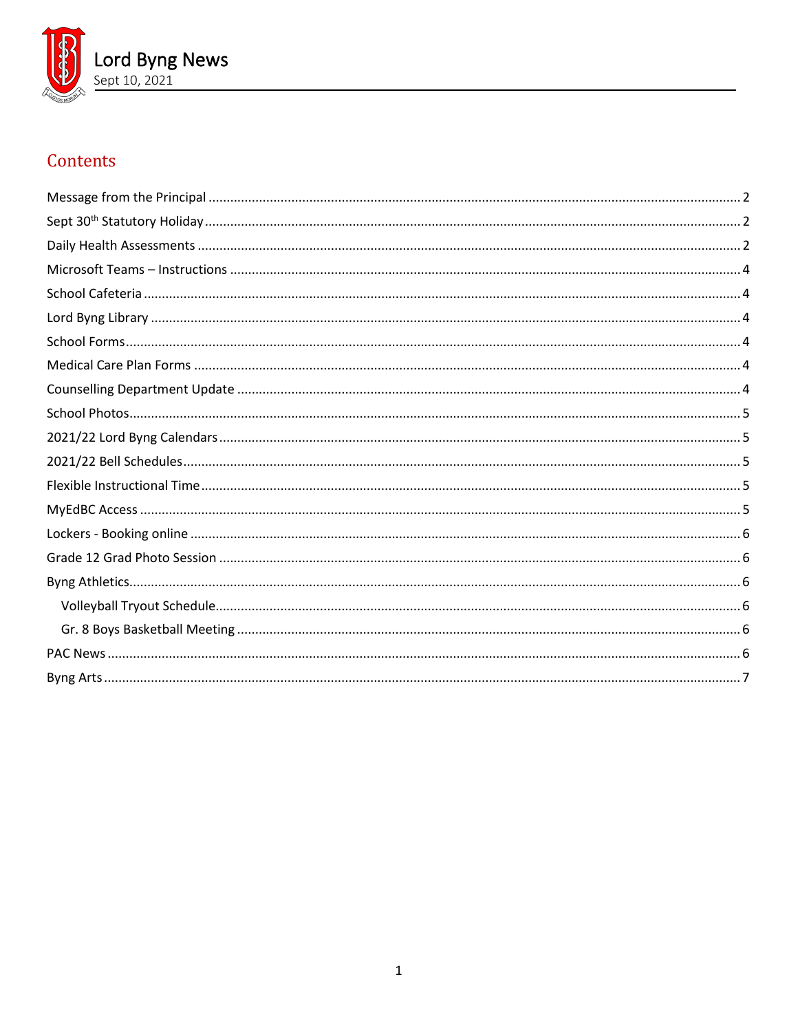# Lord Byng News

Sept 10, 2021

## Contents

Message from the Principal ..... 2
Sept 30th Statutory Holiday ..... 2
Daily Health Assessments ..... 2
Microsoft Teams – Instructions ..... 4
School Cafeteria ..... 4
Lord Byng Library ..... 4
School Forms ..... 4
Medical Care Plan Forms ..... 4
Counselling Department Update ..... 4
School Photos ..... 5
2021/22 Lord Byng Calendars ..... 5
2021/22 Bell Schedules ..... 5
Flexible Instructional Time ..... 5
MyEdBC Access ..... 5
Lockers - Booking online ..... 6
Grade 12 Grad Photo Session ..... 6
Byng Athletics ..... 6
- Volleyball Tryout Schedule ..... 6
- Gr. 8 Boys Basketball Meeting ..... 6

PAC News ..... 6
Byng Arts ..... 7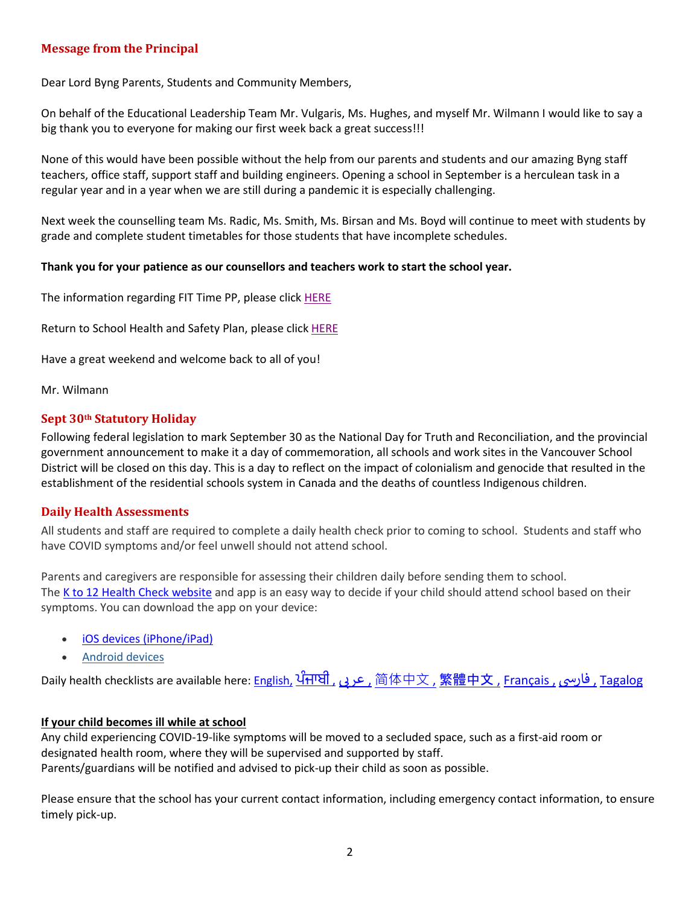## Message from the Principal

Dear Lord Byng Parents, Students and Community Members,

On behalf of the Educational Leadership Team Mr. Vulgaris, Ms. Hughes, and myself Mr. Wilmann I would like to say a big thank you to everyone for making our first week back a great success!!!

None of this would have been possible without the help from our parents and students and our amazing Byng staff teachers, office staff, support staff and building engineers. Opening a school in September is a herculean task in a regular year and in a year when we are still during a pandemic it is especially challenging.

Next week the counselling team Ms. Radic, Ms. Smith, Ms. Birsan and Ms. Boyd will continue to meet with students by grade and complete student timetables for those students that have incomplete schedules.

**Thank you for your patience as our counsellors and teachers work to start the school year.**

The information regarding FIT Time PP, please click HERE

Return to School Health and Safety Plan, please click HERE

Have a great weekend and welcome back to all of you!

Mr. Wilmann

## Sept 30th Statutory Holiday

Following federal legislation to mark September 30 as the National Day for Truth and Reconciliation, and the provincial government announcement to make it a day of commemoration, all schools and work sites in the Vancouver School District will be closed on this day. This is a day to reflect on the impact of colonialism and genocide that resulted in the establishment of the residential schools system in Canada and the deaths of countless Indigenous children.

## Daily Health Assessments

All students and staff are required to complete a daily health check prior to coming to school. Students and staff who have COVID symptoms and/or feel unwell should not attend school.

Parents and caregivers are responsible for assessing their children daily before sending them to school. The K to 12 Health Check website and app is an easy way to decide if your child should attend school based on their symptoms. You can download the app on your device:

- iOS devices (iPhone/iPad)
- Android devices

Daily health checklists are available here: English, ਪੰਜਾਬੀ , عربى , 简体中文 , 繁體中文 , Français , فارسی , Tagalog

**If your child becomes ill while at school**

Any child experiencing COVID-19-like symptoms will be moved to a secluded space, such as a first-aid room or designated health room, where they will be supervised and supported by staff.
Parents/guardians will be notified and advised to pick-up their child as soon as possible.

Please ensure that the school has your current contact information, including emergency contact information, to ensure timely pick-up.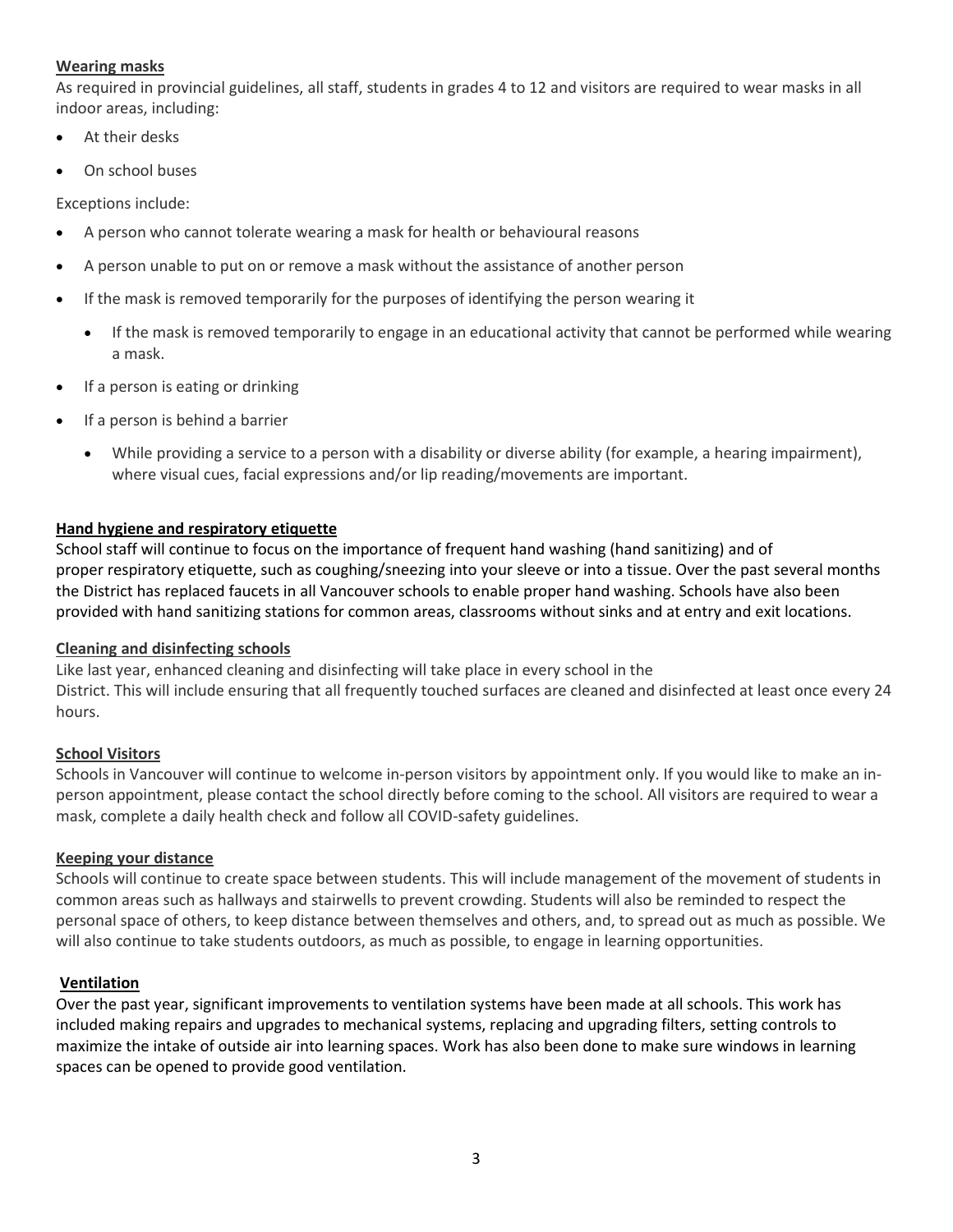**Wearing masks**

As required in provincial guidelines, all staff, students in grades 4 to 12 and visitors are required to wear masks in all indoor areas, including:

- At their desks
- On school buses

Exceptions include:

- A person who cannot tolerate wearing a mask for health or behavioural reasons
- A person unable to put on or remove a mask without the assistance of another person
- If the mask is removed temporarily for the purposes of identifying the person wearing it
  - If the mask is removed temporarily to engage in an educational activity that cannot be performed while wearing a mask.
- If a person is eating or drinking
- If a person is behind a barrier
  - While providing a service to a person with a disability or diverse ability (for example, a hearing impairment), where visual cues, facial expressions and/or lip reading/movements are important.

**Hand hygiene and respiratory etiquette**

School staff will continue to focus on the importance of frequent hand washing (hand sanitizing) and of proper respiratory etiquette, such as coughing/sneezing into your sleeve or into a tissue. Over the past several months the District has replaced faucets in all Vancouver schools to enable proper hand washing. Schools have also been provided with hand sanitizing stations for common areas, classrooms without sinks and at entry and exit locations.

**Cleaning and disinfecting schools**

Like last year, enhanced cleaning and disinfecting will take place in every school in the District. This will include ensuring that all frequently touched surfaces are cleaned and disinfected at least once every 24 hours.

**School Visitors**

Schools in Vancouver will continue to welcome in-person visitors by appointment only. If you would like to make an in-person appointment, please contact the school directly before coming to the school. All visitors are required to wear a mask, complete a daily health check and follow all COVID-safety guidelines.

**Keeping your distance**

Schools will continue to create space between students. This will include management of the movement of students in common areas such as hallways and stairwells to prevent crowding. Students will also be reminded to respect the personal space of others, to keep distance between themselves and others, and, to spread out as much as possible. We will also continue to take students outdoors, as much as possible, to engage in learning opportunities.

**Ventilation**

Over the past year, significant improvements to ventilation systems have been made at all schools. This work has included making repairs and upgrades to mechanical systems, replacing and upgrading filters, setting controls to maximize the intake of outside air into learning spaces. Work has also been done to make sure windows in learning spaces can be opened to provide good ventilation.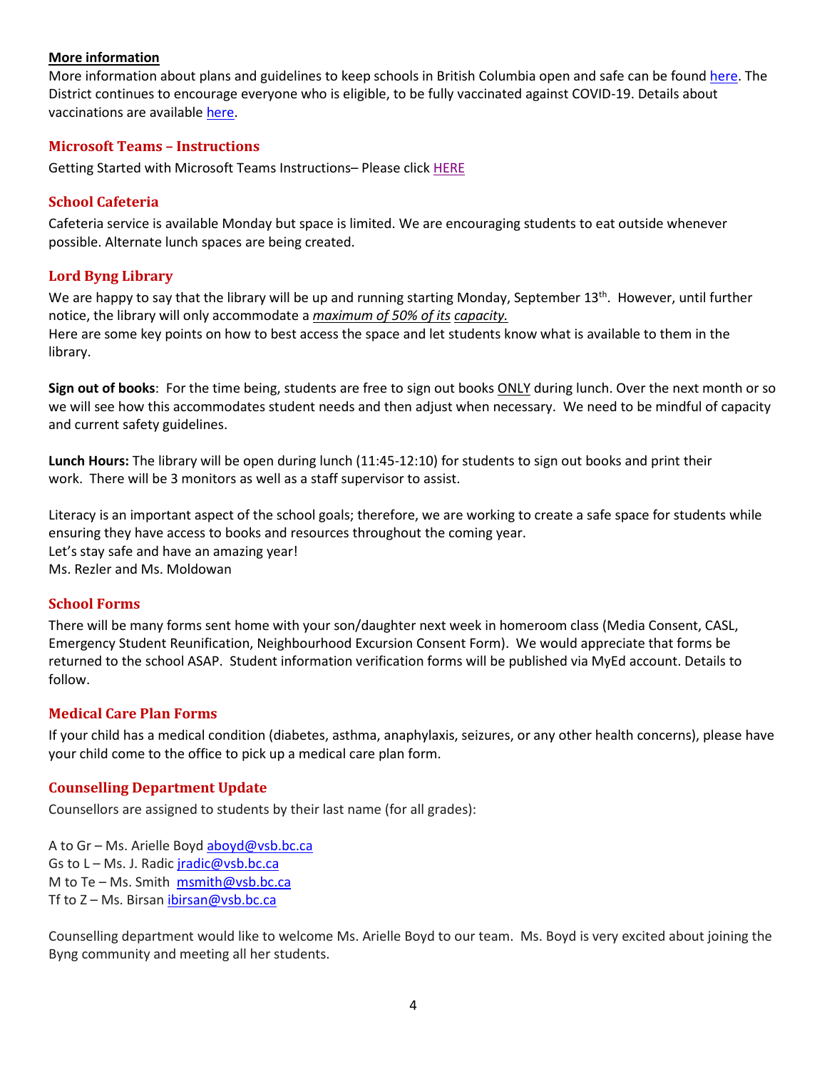**More information**

More information about plans and guidelines to keep schools in British Columbia open and safe can be found here. The District continues to encourage everyone who is eligible, to be fully vaccinated against COVID-19. Details about vaccinations are available here.

## Microsoft Teams – Instructions

Getting Started with Microsoft Teams Instructions– Please click HERE

## School Cafeteria

Cafeteria service is available Monday but space is limited. We are encouraging students to eat outside whenever possible. Alternate lunch spaces are being created.

## Lord Byng Library

We are happy to say that the library will be up and running starting Monday, September 13th. However, until further notice, the library will only accommodate a ***maximum of 50% of its capacity.***

Here are some key points on how to best access the space and let students know what is available to them in the library.

**Sign out of books**: For the time being, students are free to sign out books ONLY during lunch. Over the next month or so we will see how this accommodates student needs and then adjust when necessary. We need to be mindful of capacity and current safety guidelines.

**Lunch Hours:** The library will be open during lunch (11:45-12:10) for students to sign out books and print their work. There will be 3 monitors as well as a staff supervisor to assist.

Literacy is an important aspect of the school goals; therefore, we are working to create a safe space for students while ensuring they have access to books and resources throughout the coming year.

Let's stay safe and have an amazing year!

Ms. Rezler and Ms. Moldowan

## School Forms

There will be many forms sent home with your son/daughter next week in homeroom class (Media Consent, CASL, Emergency Student Reunification, Neighbourhood Excursion Consent Form). We would appreciate that forms be returned to the school ASAP. Student information verification forms will be published via MyEd account. Details to follow.

## Medical Care Plan Forms

If your child has a medical condition (diabetes, asthma, anaphylaxis, seizures, or any other health concerns), please have your child come to the office to pick up a medical care plan form.

## Counselling Department Update

Counsellors are assigned to students by their last name (for all grades):

A to Gr – Ms. Arielle Boyd aboyd@vsb.bc.ca
Gs to L – Ms. J. Radic jradic@vsb.bc.ca
M to Te – Ms. Smith msmith@vsb.bc.ca
Tf to Z – Ms. Birsan ibirsan@vsb.bc.ca

Counselling department would like to welcome Ms. Arielle Boyd to our team. Ms. Boyd is very excited about joining the Byng community and meeting all her students.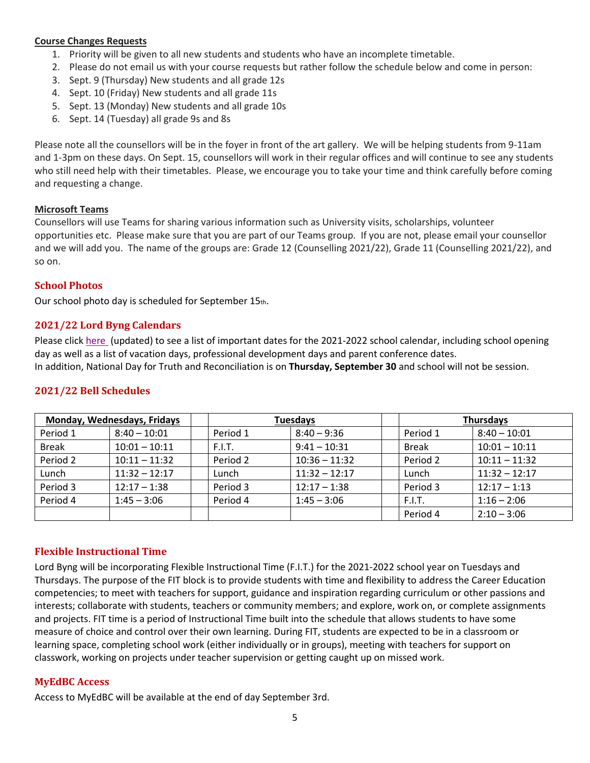**Course Changes Requests**

1. Priority will be given to all new students and students who have an incomplete timetable.
2. Please do not email us with your course requests but rather follow the schedule below and come in person:
3. Sept. 9 (Thursday) New students and all grade 12s
4. Sept. 10 (Friday) New students and all grade 11s
5. Sept. 13 (Monday) New students and all grade 10s
6. Sept. 14 (Tuesday) all grade 9s and 8s

Please note all the counsellors will be in the foyer in front of the art gallery. We will be helping students from 9-11am and 1-3pm on these days. On Sept. 15, counsellors will work in their regular offices and will continue to see any students who still need help with their timetables. Please, we encourage you to take your time and think carefully before coming and requesting a change.

**Microsoft Teams**

Counsellors will use Teams for sharing various information such as University visits, scholarships, volunteer opportunities etc. Please make sure that you are part of our Teams group. If you are not, please email your counsellor and we will add you. The name of the groups are: Grade 12 (Counselling 2021/22), Grade 11 (Counselling 2021/22), and so on.

## School Photos

Our school photo day is scheduled for September 15th.

## 2021/22 Lord Byng Calendars

Please click here (updated) to see a list of important dates for the 2021-2022 school calendar, including school opening day as well as a list of vacation days, professional development days and parent conference dates.
In addition, National Day for Truth and Reconciliation is on **Thursday, September 30** and school will not be session.

## 2021/22 Bell Schedules

| **Monday, Wednesdays, Fridays** | | | **Tuesdays** | | | **Thursdays** | |
|---|---|---|---|---|---|---|---|
| Period 1 | 8:40 – 10:01 | | Period 1 | 8:40 – 9:36 | | Period 1 | 8:40 – 10:01 |
| Break | 10:01 – 10:11 | | F.I.T. | 9:41 – 10:31 | | Break | 10:01 – 10:11 |
| Period 2 | 10:11 – 11:32 | | Period 2 | 10:36 – 11:32 | | Period 2 | 10:11 – 11:32 |
| Lunch | 11:32 – 12:17 | | Lunch | 11:32 – 12:17 | | Lunch | 11:32 – 12:17 |
| Period 3 | 12:17 – 1:38 | | Period 3 | 12:17 – 1:38 | | Period 3 | 12:17 – 1:13 |
| Period 4 | 1:45 – 3:06 | | Period 4 | 1:45 – 3:06 | | F.I.T. | 1:16 – 2:06 |
| | | | | | | Period 4 | 2:10 – 3:06 |

## Flexible Instructional Time

Lord Byng will be incorporating Flexible Instructional Time (F.I.T.) for the 2021-2022 school year on Tuesdays and Thursdays. The purpose of the FIT block is to provide students with time and flexibility to address the Career Education competencies; to meet with teachers for support, guidance and inspiration regarding curriculum or other passions and interests; collaborate with students, teachers or community members; and explore, work on, or complete assignments and projects. FIT time is a period of Instructional Time built into the schedule that allows students to have some measure of choice and control over their own learning. During FIT, students are expected to be in a classroom or learning space, completing school work (either individually or in groups), meeting with teachers for support on classwork, working on projects under teacher supervision or getting caught up on missed work.

## MyEdBC Access

Access to MyEdBC will be available at the end of day September 3rd.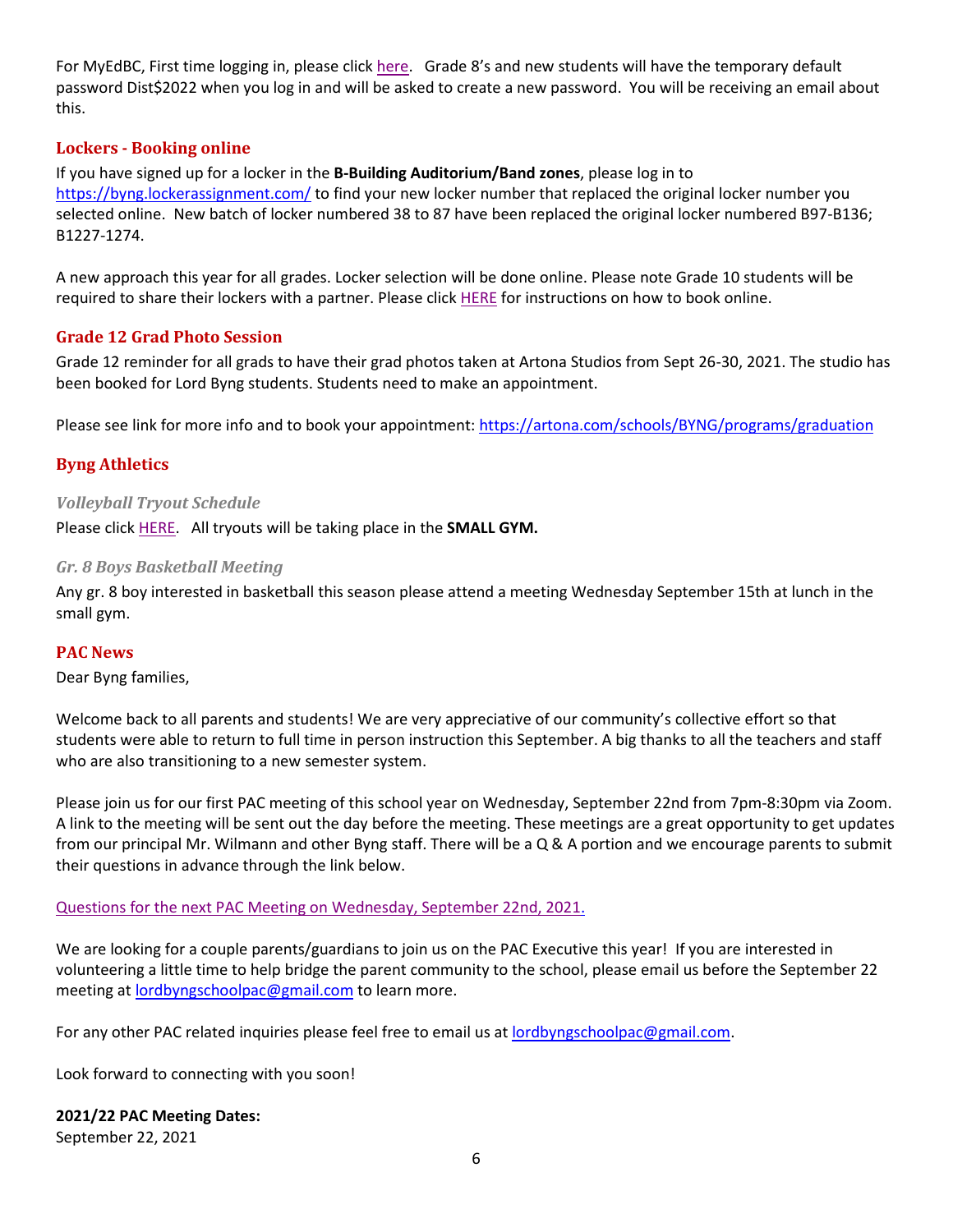For MyEdBC, First time logging in, please click [here](). Grade 8's and new students will have the temporary default password Dist$2022 when you log in and will be asked to create a new password. You will be receiving an email about this.

## Lockers - Booking online

If you have signed up for a locker in the **B-Building Auditorium/Band zones**, please log in to [https://byng.lockerassignment.com/](https://byng.lockerassignment.com/) to find your new locker number that replaced the original locker number you selected online. New batch of locker numbered 38 to 87 have been replaced the original locker numbered B97-B136; B1227-1274.

A new approach this year for all grades. Locker selection will be done online. Please note Grade 10 students will be required to share their lockers with a partner. Please click [HERE]() for instructions on how to book online.

## Grade 12 Grad Photo Session

Grade 12 reminder for all grads to have their grad photos taken at Artona Studios from Sept 26-30, 2021. The studio has been booked for Lord Byng students. Students need to make an appointment.

Please see link for more info and to book your appointment: [https://artona.com/schools/BYNG/programs/graduation](https://artona.com/schools/BYNG/programs/graduation)

## Byng Athletics

### *Volleyball Tryout Schedule*

Please click [HERE](). All tryouts will be taking place in the **SMALL GYM.**

### *Gr. 8 Boys Basketball Meeting*

Any gr. 8 boy interested in basketball this season please attend a meeting Wednesday September 15th at lunch in the small gym.

## PAC News

Dear Byng families,

Welcome back to all parents and students! We are very appreciative of our community's collective effort so that students were able to return to full time in person instruction this September. A big thanks to all the teachers and staff who are also transitioning to a new semester system.

Please join us for our first PAC meeting of this school year on Wednesday, September 22nd from 7pm-8:30pm via Zoom. A link to the meeting will be sent out the day before the meeting. These meetings are a great opportunity to get updates from our principal Mr. Wilmann and other Byng staff. There will be a Q & A portion and we encourage parents to submit their questions in advance through the link below.

[Questions for the next PAC Meeting on Wednesday, September 22nd, 2021.]()

We are looking for a couple parents/guardians to join us on the PAC Executive this year! If you are interested in volunteering a little time to help bridge the parent community to the school, please email us before the September 22 meeting at [lordbyngschoolpac@gmail.com](mailto:lordbyngschoolpac@gmail.com) to learn more.

For any other PAC related inquiries please feel free to email us at [lordbyngschoolpac@gmail.com](mailto:lordbyngschoolpac@gmail.com).

Look forward to connecting with you soon!

**2021/22 PAC Meeting Dates:**
September 22, 2021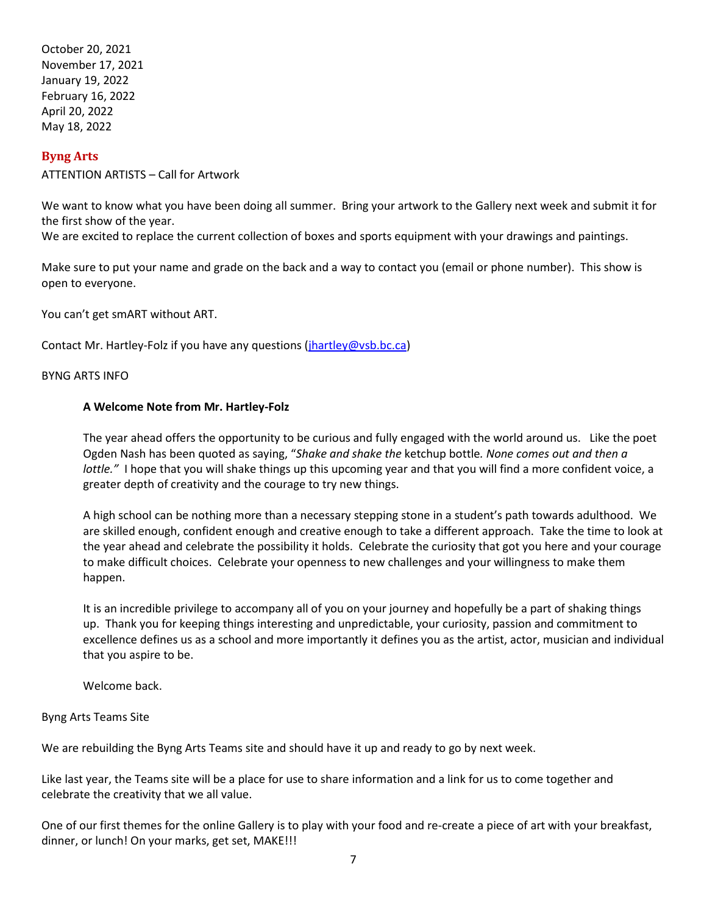October 20, 2021
November 17, 2021
January 19, 2022
February 16, 2022
April 20, 2022
May 18, 2022

## Byng Arts

ATTENTION ARTISTS – Call for Artwork

We want to know what you have been doing all summer. Bring your artwork to the Gallery next week and submit it for the first show of the year.
We are excited to replace the current collection of boxes and sports equipment with your drawings and paintings.

Make sure to put your name and grade on the back and a way to contact you (email or phone number). This show is open to everyone.

You can't get smART without ART.

Contact Mr. Hartley-Folz if you have any questions (jhartley@vsb.bc.ca)

BYNG ARTS INFO

> **A Welcome Note from Mr. Hartley-Folz**
>
> The year ahead offers the opportunity to be curious and fully engaged with the world around us. Like the poet Ogden Nash has been quoted as saying, "*Shake and shake the* ketchup bottle*. None comes out and then a lottle."* I hope that you will shake things up this upcoming year and that you will find a more confident voice, a greater depth of creativity and the courage to try new things.
>
> A high school can be nothing more than a necessary stepping stone in a student's path towards adulthood. We are skilled enough, confident enough and creative enough to take a different approach. Take the time to look at the year ahead and celebrate the possibility it holds. Celebrate the curiosity that got you here and your courage to make difficult choices. Celebrate your openness to new challenges and your willingness to make them happen.
>
> It is an incredible privilege to accompany all of you on your journey and hopefully be a part of shaking things up. Thank you for keeping things interesting and unpredictable, your curiosity, passion and commitment to excellence defines us as a school and more importantly it defines you as the artist, actor, musician and individual that you aspire to be.
>
> Welcome back.

Byng Arts Teams Site

We are rebuilding the Byng Arts Teams site and should have it up and ready to go by next week.

Like last year, the Teams site will be a place for use to share information and a link for us to come together and celebrate the creativity that we all value.

One of our first themes for the online Gallery is to play with your food and re-create a piece of art with your breakfast, dinner, or lunch! On your marks, get set, MAKE!!!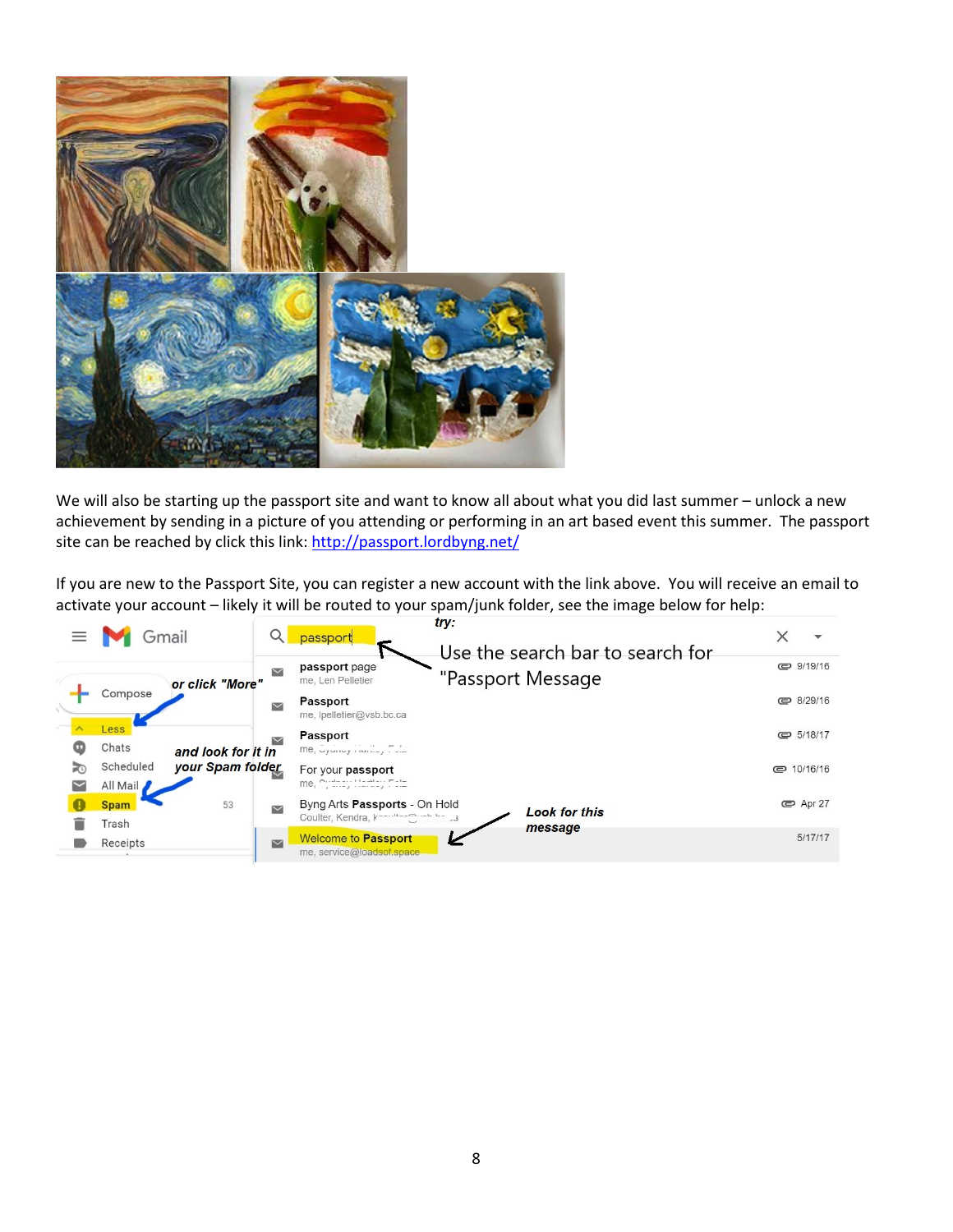We will also be starting up the passport site and want to know all about what you did last summer – unlock a new achievement by sending in a picture of you attending or performing in an art based event this summer. The passport site can be reached by click this link: http://passport.lordbyng.net/

If you are new to the Passport Site, you can register a new account with the link above. You will receive an email to activate your account – likely it will be routed to your spam/junk folder, see the image below for help: